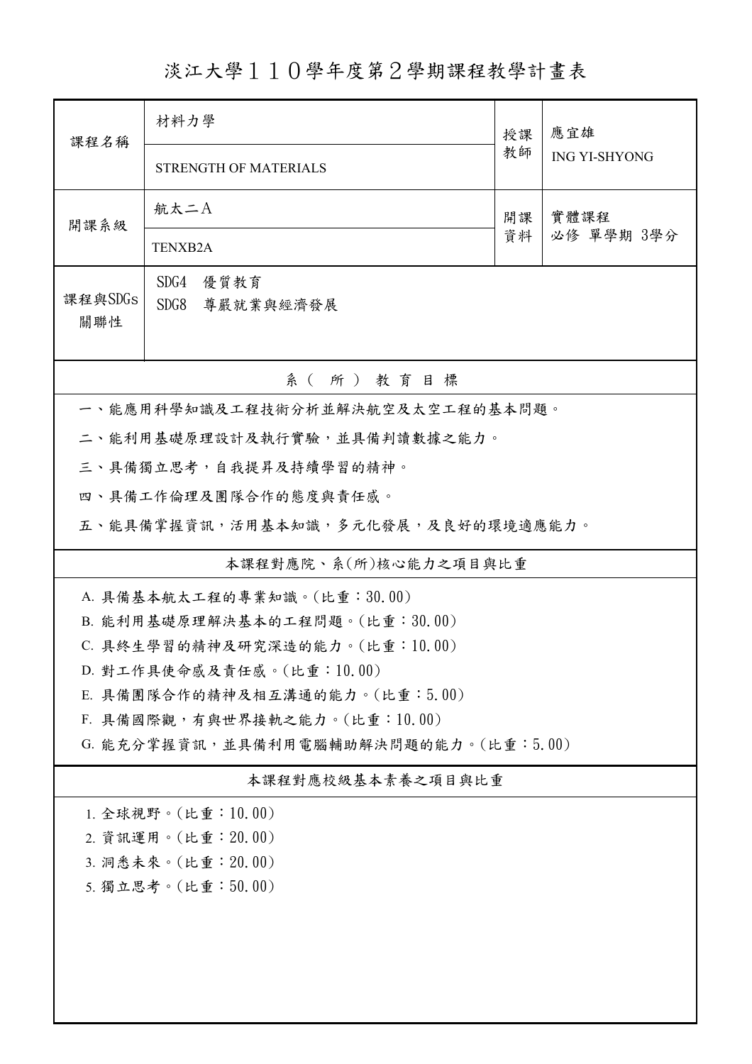# 淡江大學１１０學年度第２學期課程教學計畫表

| | | | |
|---|---|---|---|
| 課程名稱 | 材料力學<br>STRENGTH OF MATERIALS | 授課教師 | 應宜雄<br>ING YI-SHYONG |
| 開課系級 | 航太二A<br>TENXB2A | 開課資料 | 實體課程<br>必修 單學期 3學分 |
| 課程與SDGs關聯性 | SDG4　優質教育<br>SDG8　尊嚴就業與經濟發展 | | |

## 系（所）教育目標

一、能應用科學知識及工程技術分析並解決航空及太空工程的基本問題。

二、能利用基礎原理設計及執行實驗，並具備判讀數據之能力。

三、具備獨立思考，自我提昇及持續學習的精神。

四、具備工作倫理及團隊合作的態度與責任感。

五、能具備掌握資訊，活用基本知識，多元化發展，及良好的環境適應能力。

## 本課程對應院、系(所)核心能力之項目與比重

A. 具備基本航太工程的專業知識。(比重：30.00)

B. 能利用基礎原理解決基本的工程問題。(比重：30.00)

C. 具終生學習的精神及研究深造的能力。(比重：10.00)

D. 對工作具使命感及責任感。(比重：10.00)

E. 具備團隊合作的精神及相互溝通的能力。(比重：5.00)

F. 具備國際觀，有與世界接軌之能力。(比重：10.00)

G. 能充分掌握資訊，並具備利用電腦輔助解決問題的能力。(比重：5.00)

## 本課程對應校級基本素養之項目與比重

1. 全球視野。(比重：10.00)
2. 資訊運用。(比重：20.00)
3. 洞悉未來。(比重：20.00)
5. 獨立思考。(比重：50.00)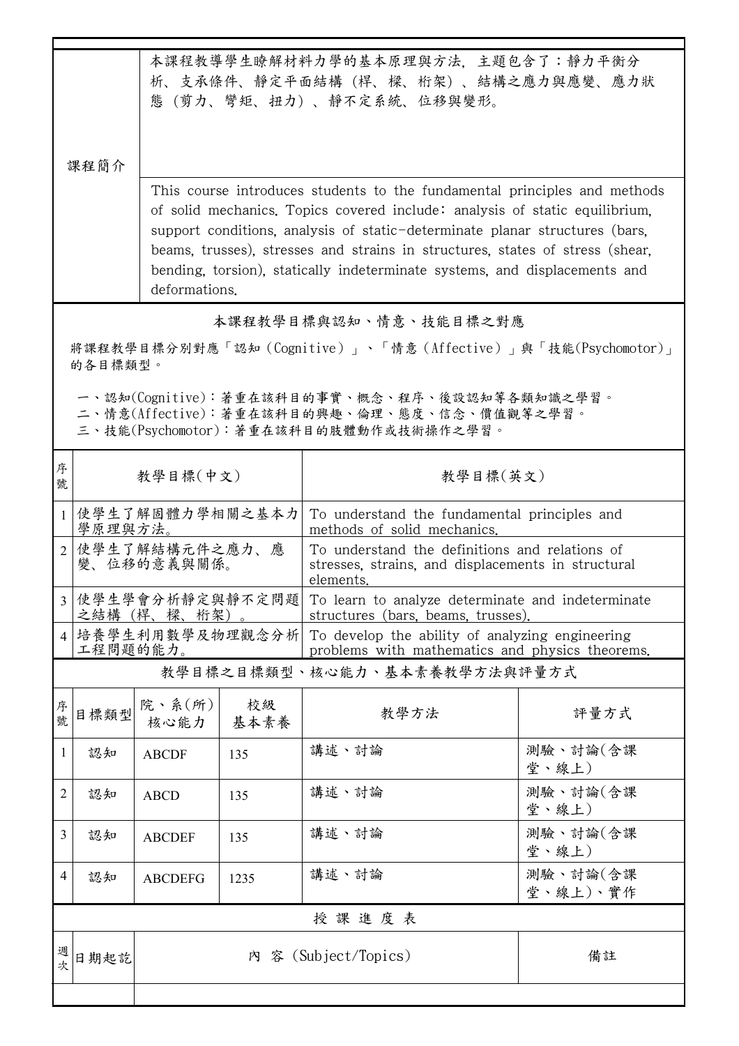| | |
|---|---|
| 課程簡介 | 本課程教導學生瞭解材料力學的基本原理與方法，主題包含了：靜力平衡分析、支承條件、靜定平面結構（桿、樑、桁架）、結構之應力與應變、應力狀態（剪力、彎矩、扭力）、靜不定系統、位移與變形。 |
| | This course introduces students to the fundamental principles and methods of solid mechanics. Topics covered include: analysis of static equilibrium, support conditions, analysis of static-determinate planar structures (bars, beams, trusses), stresses and strains in structures, states of stress (shear, bending, torsion), statically indeterminate systems, and displacements and deformations. |

## 本課程教學目標與認知、情意、技能目標之對應

將課程教學目標分別對應「認知（Cognitive）」、「情意（Affective）」與「技能(Psychomotor)」的各目標類型。

一、認知(Cognitive)：著重在該科目的事實、概念、程序、後設認知等各類知識之學習。
二、情意(Affective)：著重在該科目的興趣、倫理、態度、信念、價值觀等之學習。
三、技能(Psychomotor)：著重在該科目的肢體動作或技術操作之學習。

| 序號 | 教學目標(中文) | 教學目標(英文) |
|---|---|---|
| 1 | 使學生了解固體力學相關之基本力學原理與方法。 | To understand the fundamental principles and methods of solid mechanics. |
| 2 | 使學生了解結構元件之應力、應變、位移的意義與關係。 | To understand the definitions and relations of stresses, strains, and displacements in structural elements. |
| 3 | 使學生學會分析靜定與靜不定問題之結構（桿、樑、桁架）。 | To learn to analyze determinate and indeterminate structures (bars, beams, trusses). |
| 4 | 培養學生利用數學及物理觀念分析工程問題的能力。 | To develop the ability of analyzing engineering problems with mathematics and physics theorems. |

## 教學目標之目標類型、核心能力、基本素養教學方法與評量方式

| 序號 | 目標類型 | 院、系(所)核心能力 | 校級基本素養 | 教學方法 | 評量方式 |
|---|---|---|---|---|---|
| 1 | 認知 | ABCDF | 135 | 講述、討論 | 測驗、討論(含課堂、線上) |
| 2 | 認知 | ABCD | 135 | 講述、討論 | 測驗、討論(含課堂、線上) |
| 3 | 認知 | ABCDEF | 135 | 講述、討論 | 測驗、討論(含課堂、線上) |
| 4 | 認知 | ABCDEFG | 1235 | 講述、討論 | 測驗、討論(含課堂、線上)、實作 |

## 授 課 進 度 表

| 週次 | 日期起訖 | 內 容 (Subject/Topics) | 備註 |
|---|---|---|---|
| | | | |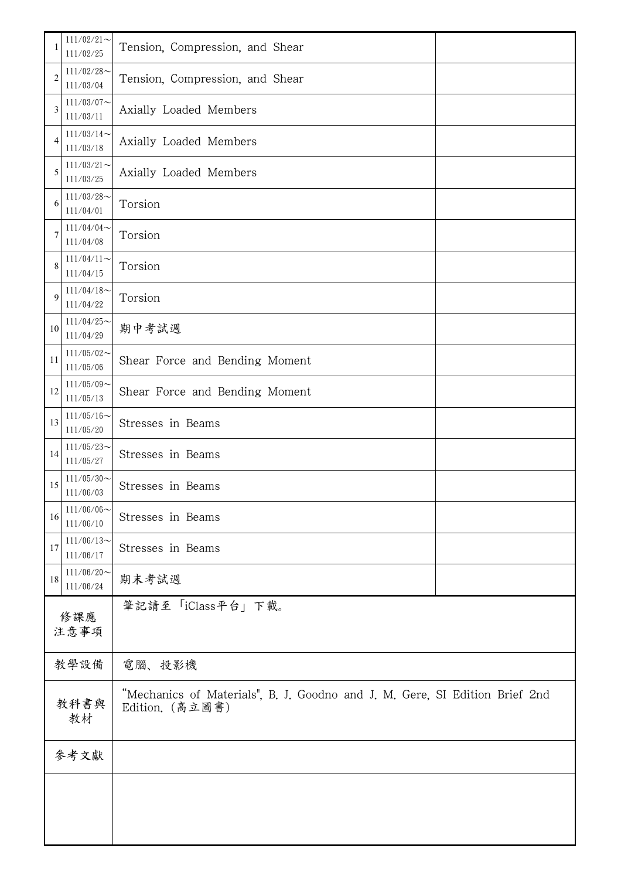| | | | |
|---|---|---|---|
| 1 | 111/02/21～111/02/25 | Tension, Compression, and Shear | |
| 2 | 111/02/28～111/03/04 | Tension, Compression, and Shear | |
| 3 | 111/03/07～111/03/11 | Axially Loaded Members | |
| 4 | 111/03/14～111/03/18 | Axially Loaded Members | |
| 5 | 111/03/21～111/03/25 | Axially Loaded Members | |
| 6 | 111/03/28～111/04/01 | Torsion | |
| 7 | 111/04/04～111/04/08 | Torsion | |
| 8 | 111/04/11～111/04/15 | Torsion | |
| 9 | 111/04/18～111/04/22 | Torsion | |
| 10 | 111/04/25～111/04/29 | 期中考試週 | |
| 11 | 111/05/02～111/05/06 | Shear Force and Bending Moment | |
| 12 | 111/05/09～111/05/13 | Shear Force and Bending Moment | |
| 13 | 111/05/16～111/05/20 | Stresses in Beams | |
| 14 | 111/05/23～111/05/27 | Stresses in Beams | |
| 15 | 111/05/30～111/06/03 | Stresses in Beams | |
| 16 | 111/06/06～111/06/10 | Stresses in Beams | |
| 17 | 111/06/13～111/06/17 | Stresses in Beams | |
| 18 | 111/06/20～111/06/24 | 期末考試週 | |

| | |
|---|---|
| 修課應注意事項 | 筆記請至「iClass平台」下載。 |
| 教學設備 | 電腦、投影機 |
| 教科書與教材 | "Mechanics of Materials", B. J. Goodno and J. M. Gere, SI Edition Brief 2nd Edition. (高立圖書) |
| 參考文獻 | |
| | |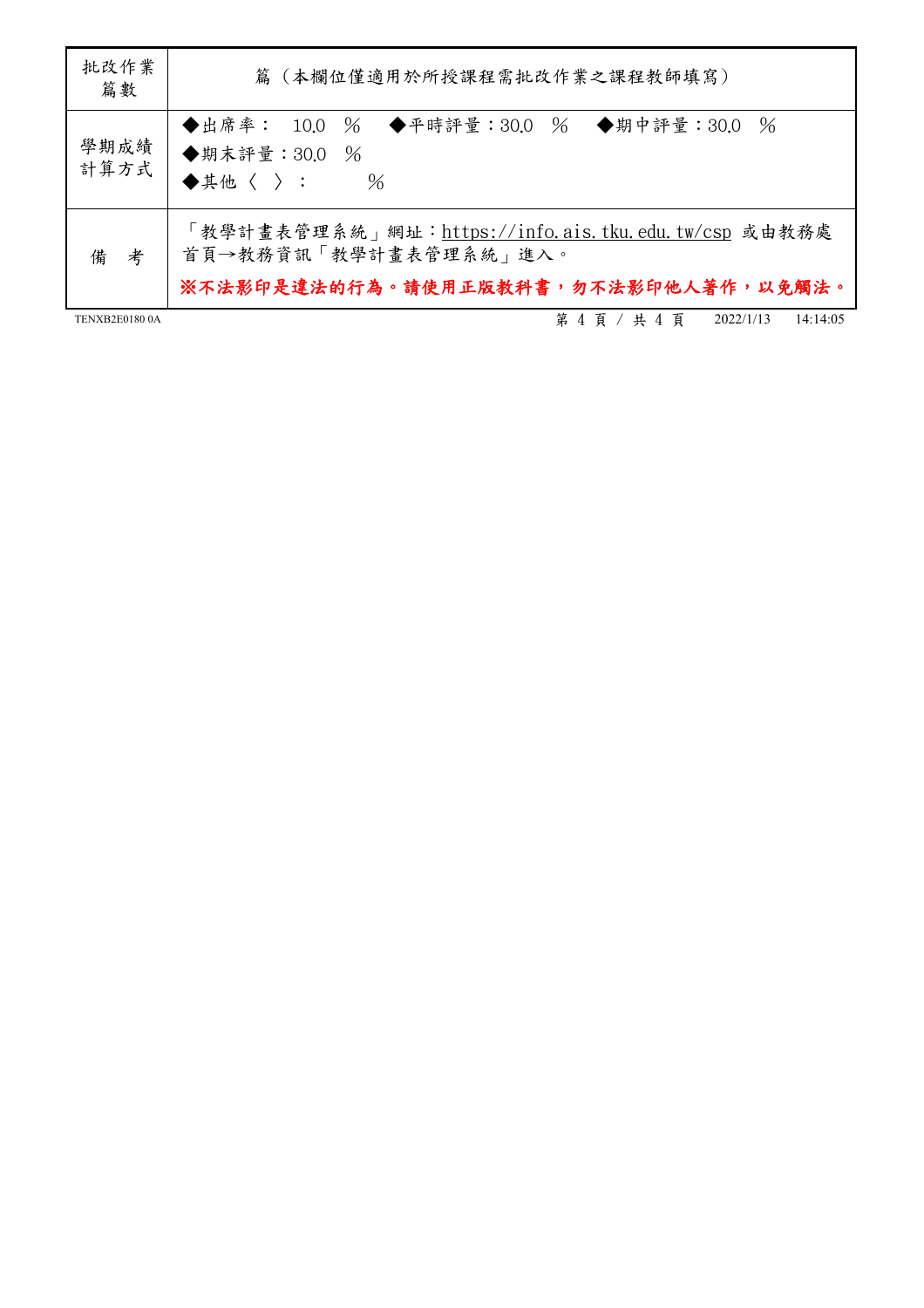| | |
|---|---|
| 批改作業篇數 | 篇（本欄位僅適用於所授課程需批改作業之課程教師填寫） |
| 學期成績計算方式 | ◆出席率： 10.0 ％　◆平時評量：30.0 ％　◆期中評量：30.0 ％<br>◆期末評量：30.0 ％<br>◆其他〈 〉： ％ |
| 備　考 | 「教學計畫表管理系統」網址：https://info.ais.tku.edu.tw/csp 或由教務處首頁→教務資訊「教學計畫表管理系統」進入。<br>**※不法影印是違法的行為。請使用正版教科書，勿不法影印他人著作，以免觸法。** |

TENXB2E0180 0A　　2022/1/13　14:14:05